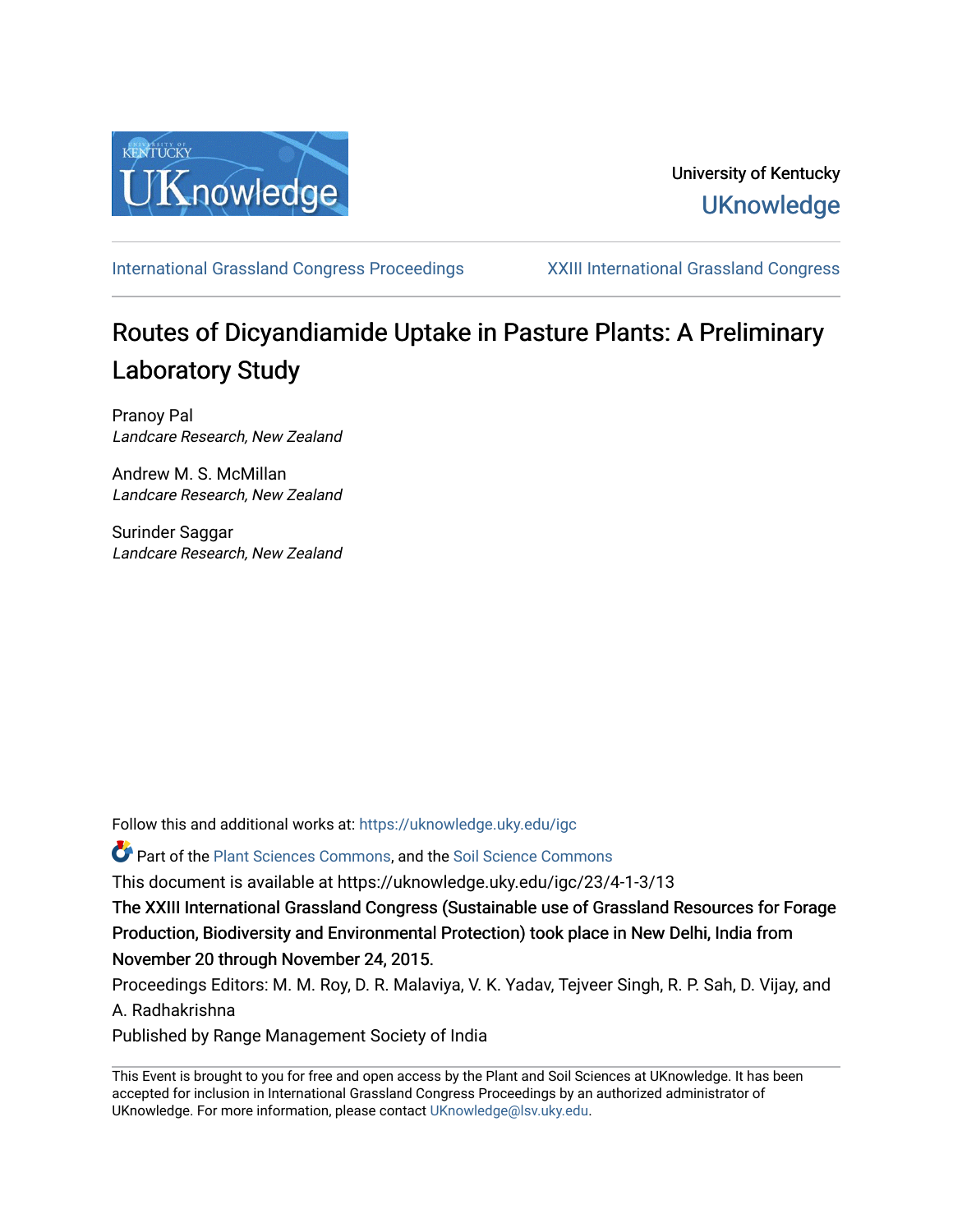University of Kentucky
UKnowledge

International Grassland Congress Proceedings | XXIII International Grassland Congress

# Routes of Dicyandiamide Uptake in Pasture Plants: A Preliminary Laboratory Study

Pranoy Pal
*Landcare Research, New Zealand*

Andrew M. S. McMillan
*Landcare Research, New Zealand*

Surinder Saggar
*Landcare Research, New Zealand*

Follow this and additional works at: https://uknowledge.uky.edu/igc

Part of the Plant Sciences Commons, and the Soil Science Commons

This document is available at https://uknowledge.uky.edu/igc/23/4-1-3/13

The XXIII International Grassland Congress (Sustainable use of Grassland Resources for Forage Production, Biodiversity and Environmental Protection) took place in New Delhi, India from November 20 through November 24, 2015.

Proceedings Editors: M. M. Roy, D. R. Malaviya, V. K. Yadav, Tejveer Singh, R. P. Sah, D. Vijay, and A. Radhakrishna

Published by Range Management Society of India

This Event is brought to you for free and open access by the Plant and Soil Sciences at UKnowledge. It has been accepted for inclusion in International Grassland Congress Proceedings by an authorized administrator of UKnowledge. For more information, please contact UKnowledge@lsv.uky.edu.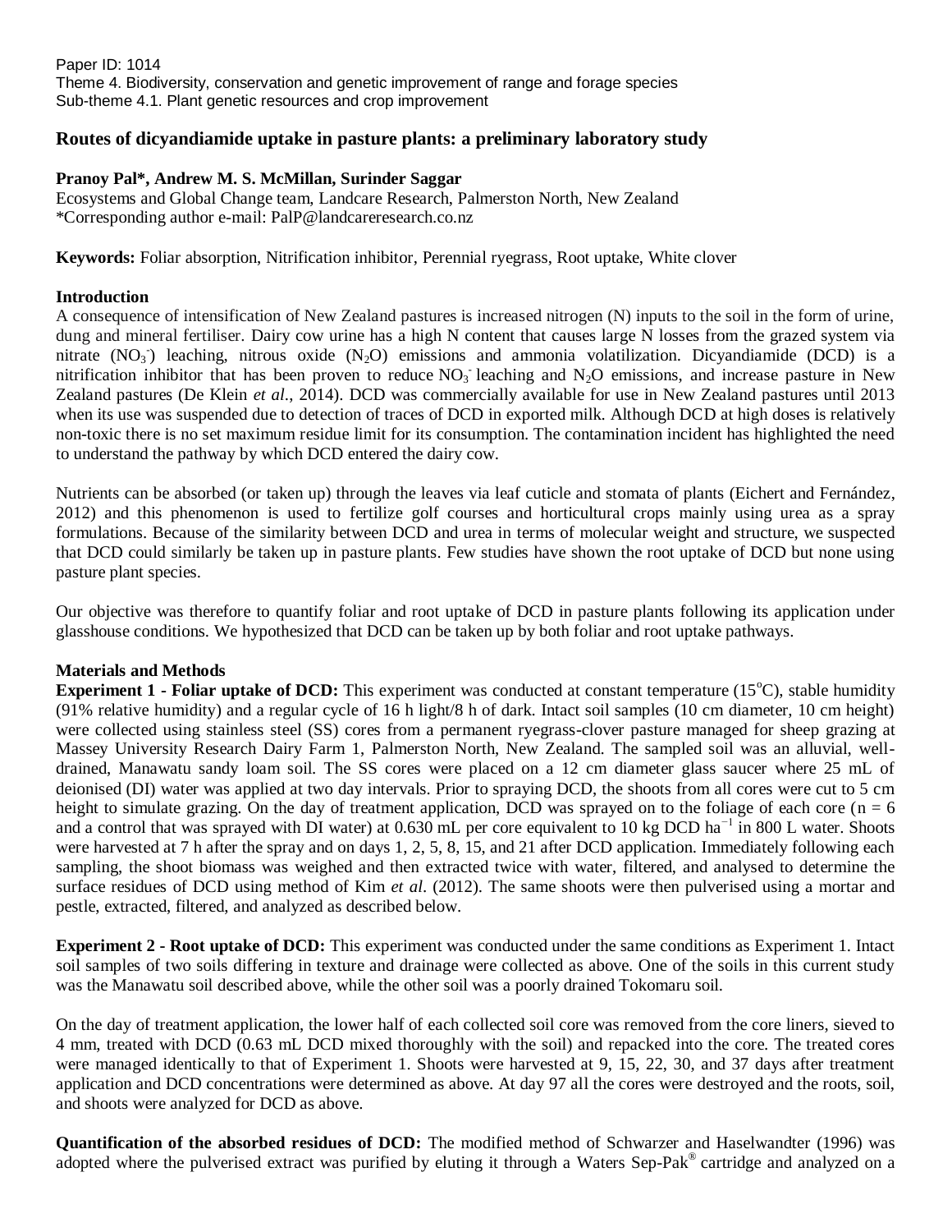Paper ID: 1014
Theme 4. Biodiversity, conservation and genetic improvement of range and forage species
Sub-theme 4.1. Plant genetic resources and crop improvement

# Routes of dicyandiamide uptake in pasture plants: a preliminary laboratory study

**Pranoy Pal*, Andrew M. S. McMillan, Surinder Saggar**
Ecosystems and Global Change team, Landcare Research, Palmerston North, New Zealand
*Corresponding author e-mail: PalP@landcareresearch.co.nz

**Keywords:** Foliar absorption, Nitrification inhibitor, Perennial ryegrass, Root uptake, White clover

## Introduction

A consequence of intensification of New Zealand pastures is increased nitrogen (N) inputs to the soil in the form of urine, dung and mineral fertiliser. Dairy cow urine has a high N content that causes large N losses from the grazed system via nitrate ($NO_3^-$) leaching, nitrous oxide ($N_2O$) emissions and ammonia volatilization. Dicyandiamide (DCD) is a nitrification inhibitor that has been proven to reduce $NO_3^-$ leaching and $N_2O$ emissions, and increase pasture in New Zealand pastures (De Klein *et al*., 2014). DCD was commercially available for use in New Zealand pastures until 2013 when its use was suspended due to detection of traces of DCD in exported milk. Although DCD at high doses is relatively non-toxic there is no set maximum residue limit for its consumption. The contamination incident has highlighted the need to understand the pathway by which DCD entered the dairy cow.

Nutrients can be absorbed (or taken up) through the leaves via leaf cuticle and stomata of plants (Eichert and Fernández, 2012) and this phenomenon is used to fertilize golf courses and horticultural crops mainly using urea as a spray formulations. Because of the similarity between DCD and urea in terms of molecular weight and structure, we suspected that DCD could similarly be taken up in pasture plants. Few studies have shown the root uptake of DCD but none using pasture plant species.

Our objective was therefore to quantify foliar and root uptake of DCD in pasture plants following its application under glasshouse conditions. We hypothesized that DCD can be taken up by both foliar and root uptake pathways.

## Materials and Methods

**Experiment 1 - Foliar uptake of DCD:** This experiment was conducted at constant temperature (15$^oC$), stable humidity (91% relative humidity) and a regular cycle of 16 h light/8 h of dark. Intact soil samples (10 cm diameter, 10 cm height) were collected using stainless steel (SS) cores from a permanent ryegrass-clover pasture managed for sheep grazing at Massey University Research Dairy Farm 1, Palmerston North, New Zealand. The sampled soil was an alluvial, well-drained, Manawatu sandy loam soil. The SS cores were placed on a 12 cm diameter glass saucer where 25 mL of deionised (DI) water was applied at two day intervals. Prior to spraying DCD, the shoots from all cores were cut to 5 cm height to simulate grazing. On the day of treatment application, DCD was sprayed on to the foliage of each core (n = 6 and a control that was sprayed with DI water) at 0.630 mL per core equivalent to 10 kg DCD $ha^{-1}$ in 800 L water. Shoots were harvested at 7 h after the spray and on days 1, 2, 5, 8, 15, and 21 after DCD application. Immediately following each sampling, the shoot biomass was weighed and then extracted twice with water, filtered, and analysed to determine the surface residues of DCD using method of Kim *et al*. (2012). The same shoots were then pulverised using a mortar and pestle, extracted, filtered, and analyzed as described below.

**Experiment 2 - Root uptake of DCD:** This experiment was conducted under the same conditions as Experiment 1. Intact soil samples of two soils differing in texture and drainage were collected as above. One of the soils in this current study was the Manawatu soil described above, while the other soil was a poorly drained Tokomaru soil.

On the day of treatment application, the lower half of each collected soil core was removed from the core liners, sieved to 4 mm, treated with DCD (0.63 mL DCD mixed thoroughly with the soil) and repacked into the core. The treated cores were managed identically to that of Experiment 1. Shoots were harvested at 9, 15, 22, 30, and 37 days after treatment application and DCD concentrations were determined as above. At day 97 all the cores were destroyed and the roots, soil, and shoots were analyzed for DCD as above.

**Quantification of the absorbed residues of DCD:** The modified method of Schwarzer and Haselwandter (1996) was adopted where the pulverised extract was purified by eluting it through a Waters Sep-Pak® cartridge and analyzed on a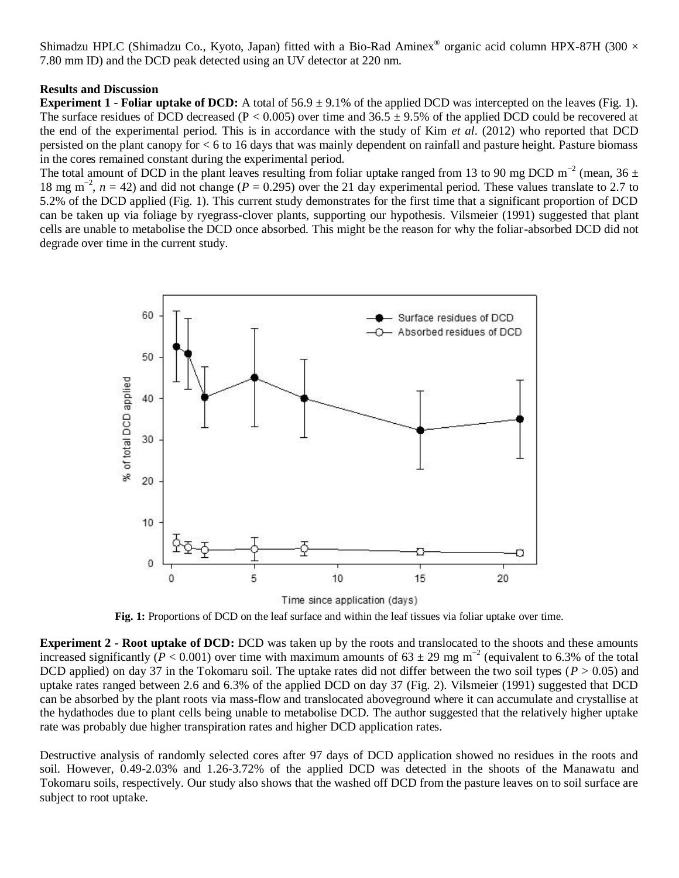Shimadzu HPLC (Shimadzu Co., Kyoto, Japan) fitted with a Bio-Rad Aminex® organic acid column HPX-87H (300 × 7.80 mm ID) and the DCD peak detected using an UV detector at 220 nm.

## Results and Discussion

**Experiment 1 - Foliar uptake of DCD:** A total of 56.9 ± 9.1% of the applied DCD was intercepted on the leaves (Fig. 1). The surface residues of DCD decreased ($P < 0.005$) over time and 36.5 ± 9.5% of the applied DCD could be recovered at the end of the experimental period. This is in accordance with the study of Kim *et al*. (2012) who reported that DCD persisted on the plant canopy for < 6 to 16 days that was mainly dependent on rainfall and pasture height. Pasture biomass in the cores remained constant during the experimental period.

The total amount of DCD in the plant leaves resulting from foliar uptake ranged from 13 to 90 mg DCD $m^{-2}$ (mean, 36 ± 18 mg $m^{-2}$, $n = 42$) and did not change ($P = 0.295$) over the 21 day experimental period. These values translate to 2.7 to 5.2% of the DCD applied (Fig. 1). This current study demonstrates for the first time that a significant proportion of DCD can be taken up via foliage by ryegrass-clover plants, supporting our hypothesis. Vilsmeier (1991) suggested that plant cells are unable to metabolise the DCD once absorbed. This might be the reason for why the foliar-absorbed DCD did not degrade over time in the current study.

**Fig. 1:** Proportions of DCD on the leaf surface and within the leaf tissues via foliar uptake over time.

**Experiment 2 - Root uptake of DCD:** DCD was taken up by the roots and translocated to the shoots and these amounts increased significantly ($P < 0.001$) over time with maximum amounts of 63 ± 29 mg $m^{-2}$ (equivalent to 6.3% of the total DCD applied) on day 37 in the Tokomaru soil. The uptake rates did not differ between the two soil types ($P > 0.05$) and uptake rates ranged between 2.6 and 6.3% of the applied DCD on day 37 (Fig. 2). Vilsmeier (1991) suggested that DCD can be absorbed by the plant roots via mass-flow and translocated aboveground where it can accumulate and crystallise at the hydathodes due to plant cells being unable to metabolise DCD. The author suggested that the relatively higher uptake rate was probably due higher transpiration rates and higher DCD application rates.

Destructive analysis of randomly selected cores after 97 days of DCD application showed no residues in the roots and soil. However, 0.49-2.03% and 1.26-3.72% of the applied DCD was detected in the shoots of the Manawatu and Tokomaru soils, respectively. Our study also shows that the washed off DCD from the pasture leaves on to soil surface are subject to root uptake.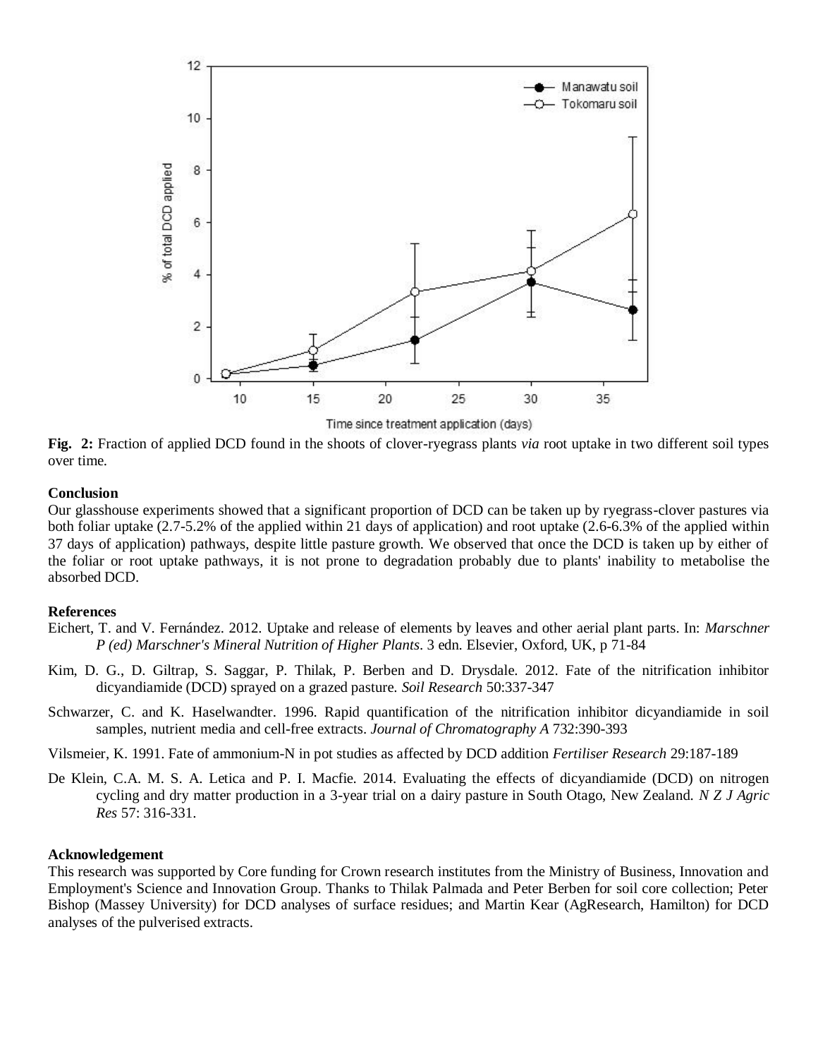12
10
8
6
4
2
0

10 15 20 25 30 35

% of total DCD applied

Time since treatment application (days)

Manawatu soil
Tokomaru soil

**Fig. 2:** Fraction of applied DCD found in the shoots of clover-ryegrass plants *via* root uptake in two different soil types over time.

**Conclusion**

Our glasshouse experiments showed that a significant proportion of DCD can be taken up by ryegrass-clover pastures via both foliar uptake (2.7-5.2% of the applied within 21 days of application) and root uptake (2.6-6.3% of the applied within 37 days of application) pathways, despite little pasture growth. We observed that once the DCD is taken up by either of the foliar or root uptake pathways, it is not prone to degradation probably due to plants' inability to metabolise the absorbed DCD.

**References**

Eichert, T. and V. Fernández. 2012. Uptake and release of elements by leaves and other aerial plant parts. In: *Marschner P (ed) Marschner's Mineral Nutrition of Higher Plants*. 3 edn. Elsevier, Oxford, UK, p 71-84

Kim, D. G., D. Giltrap, S. Saggar, P. Thilak, P. Berben and D. Drysdale. 2012. Fate of the nitrification inhibitor dicyandiamide (DCD) sprayed on a grazed pasture. *Soil Research* 50:337-347

Schwarzer, C. and K. Haselwandter. 1996. Rapid quantification of the nitrification inhibitor dicyandiamide in soil samples, nutrient media and cell-free extracts. *Journal of Chromatography A* 732:390-393

Vilsmeier, K. 1991. Fate of ammonium-N in pot studies as affected by DCD addition *Fertiliser Research* 29:187-189

De Klein, C.A. M. S. A. Letica and P. I. Macfie. 2014. Evaluating the effects of dicyandiamide (DCD) on nitrogen cycling and dry matter production in a 3-year trial on a dairy pasture in South Otago, New Zealand. *N Z J Agric Res* 57: 316-331.

**Acknowledgement**

This research was supported by Core funding for Crown research institutes from the Ministry of Business, Innovation and Employment's Science and Innovation Group. Thanks to Thilak Palmada and Peter Berben for soil core collection; Peter Bishop (Massey University) for DCD analyses of surface residues; and Martin Kear (AgResearch, Hamilton) for DCD analyses of the pulverised extracts.